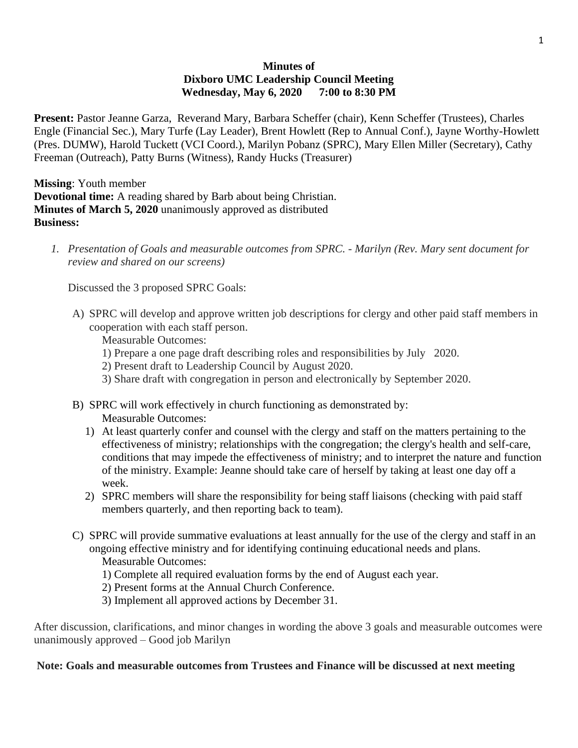**Minutes of**
**Dixboro UMC Leadership Council Meeting**
**Wednesday, May 6, 2020 7:00 to 8:30 PM**

**Present:** Pastor Jeanne Garza, Reverand Mary, Barbara Scheffer (chair), Kenn Scheffer (Trustees), Charles Engle (Financial Sec.), Mary Turfe (Lay Leader), Brent Howlett (Rep to Annual Conf.), Jayne Worthy-Howlett (Pres. DUMW), Harold Tuckett (VCI Coord.), Marilyn Pobanz (SPRC), Mary Ellen Miller (Secretary), Cathy Freeman (Outreach), Patty Burns (Witness), Randy Hucks (Treasurer)

**Missing**: Youth member
**Devotional time:** A reading shared by Barb about being Christian.
**Minutes of March 5, 2020** unanimously approved as distributed
**Business:**

1. *Presentation of Goals and measurable outcomes from SPRC. - Marilyn (Rev. Mary sent document for review and shared on our screens)*

   Discussed the 3 proposed SPRC Goals:

   A) SPRC will develop and approve written job descriptions for clergy and other paid staff members in cooperation with each staff person.
      Measurable Outcomes:
      1) Prepare a one page draft describing roles and responsibilities by July 2020.
      2) Present draft to Leadership Council by August 2020.
      3) Share draft with congregation in person and electronically by September 2020.

   B) SPRC will work effectively in church functioning as demonstrated by:
      Measurable Outcomes:
      1) At least quarterly confer and counsel with the clergy and staff on the matters pertaining to the effectiveness of ministry; relationships with the congregation; the clergy's health and self-care, conditions that may impede the effectiveness of ministry; and to interpret the nature and function of the ministry. Example: Jeanne should take care of herself by taking at least one day off a week.
      2) SPRC members will share the responsibility for being staff liaisons (checking with paid staff members quarterly, and then reporting back to team).

   C) SPRC will provide summative evaluations at least annually for the use of the clergy and staff in an ongoing effective ministry and for identifying continuing educational needs and plans.
      Measurable Outcomes:
      1) Complete all required evaluation forms by the end of August each year.
      2) Present forms at the Annual Church Conference.
      3) Implement all approved actions by December 31.

After discussion, clarifications, and minor changes in wording the above 3 goals and measurable outcomes were unanimously approved – Good job Marilyn

**Note: Goals and measurable outcomes from Trustees and Finance will be discussed at next meeting**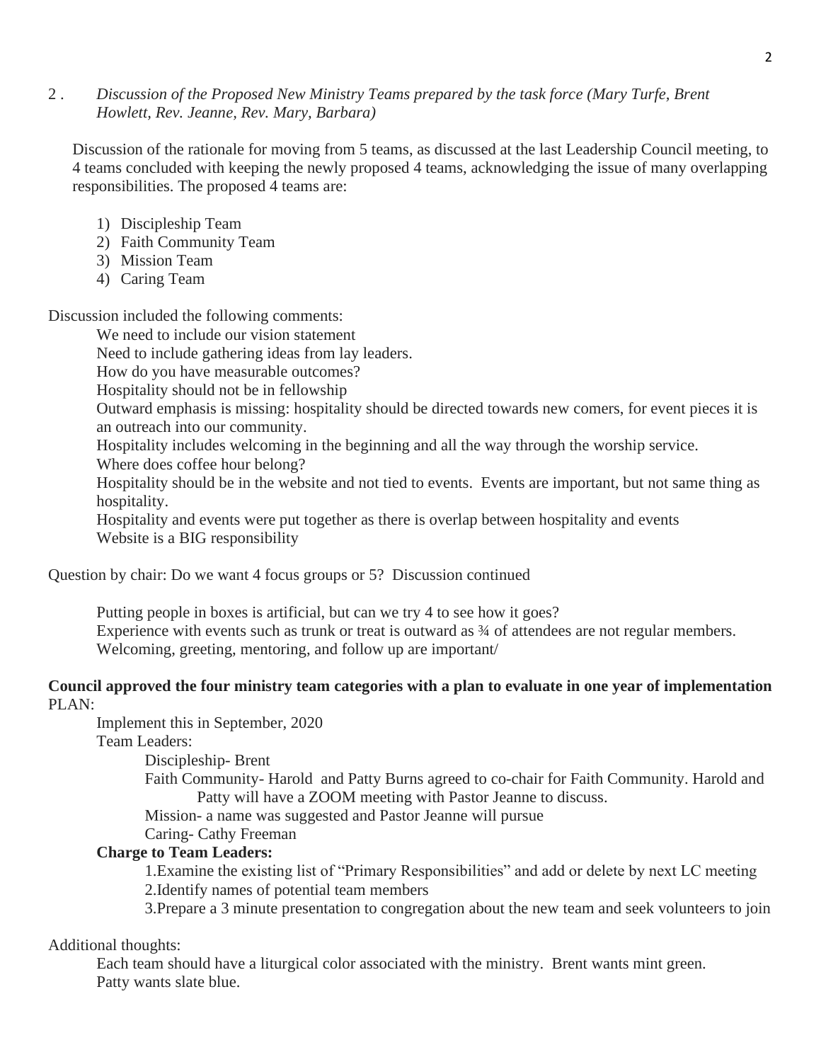2 . *Discussion of the Proposed New Ministry Teams prepared by the task force (Mary Turfe, Brent Howlett, Rev. Jeanne, Rev. Mary, Barbara)*

Discussion of the rationale for moving from 5 teams, as discussed at the last Leadership Council meeting, to 4 teams concluded with keeping the newly proposed 4 teams, acknowledging the issue of many overlapping responsibilities. The proposed 4 teams are:

1) Discipleship Team
2) Faith Community Team
3) Mission Team
4) Caring Team

Discussion included the following comments:

We need to include our vision statement
Need to include gathering ideas from lay leaders.
How do you have measurable outcomes?
Hospitality should not be in fellowship
Outward emphasis is missing: hospitality should be directed towards new comers, for event pieces it is an outreach into our community.
Hospitality includes welcoming in the beginning and all the way through the worship service.
Where does coffee hour belong?
Hospitality should be in the website and not tied to events. Events are important, but not same thing as hospitality.
Hospitality and events were put together as there is overlap between hospitality and events
Website is a BIG responsibility

Question by chair: Do we want 4 focus groups or 5? Discussion continued

Putting people in boxes is artificial, but can we try 4 to see how it goes?
Experience with events such as trunk or treat is outward as ¾ of attendees are not regular members.
Welcoming, greeting, mentoring, and follow up are important/

**Council approved the four ministry team categories with a plan to evaluate in one year of implementation**
PLAN:

Implement this in September, 2020
Team Leaders:

Discipleship- Brent
Faith Community- Harold and Patty Burns agreed to co-chair for Faith Community. Harold and Patty will have a ZOOM meeting with Pastor Jeanne to discuss.
Mission- a name was suggested and Pastor Jeanne will pursue
Caring- Cathy Freeman

**Charge to Team Leaders:**

1.Examine the existing list of "Primary Responsibilities" and add or delete by next LC meeting
2.Identify names of potential team members
3.Prepare a 3 minute presentation to congregation about the new team and seek volunteers to join

Additional thoughts:

Each team should have a liturgical color associated with the ministry. Brent wants mint green.
Patty wants slate blue.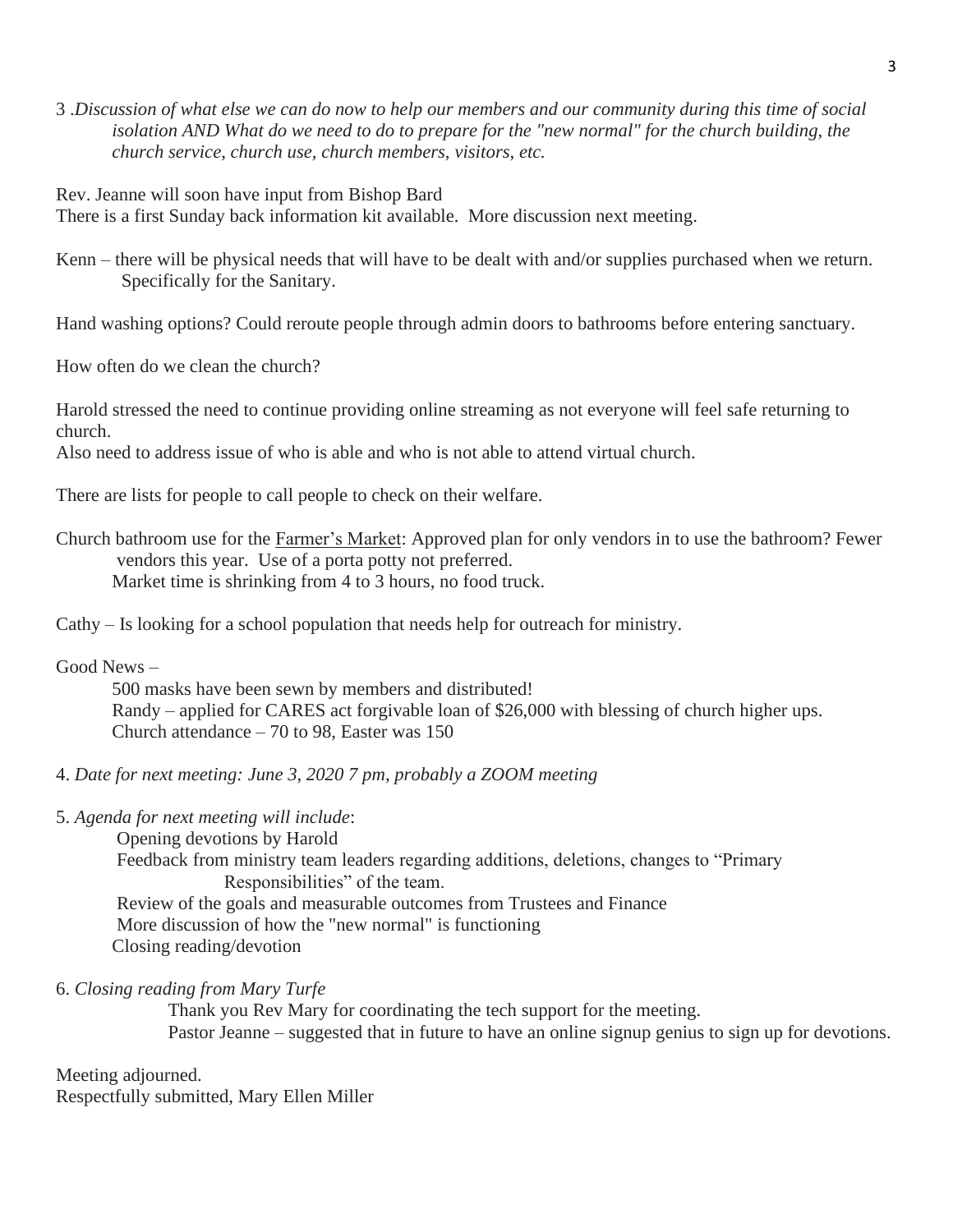3 .*Discussion of what else we can do now to help our members and our community during this time of social isolation AND What do we need to do to prepare for the "new normal" for the church building, the church service, church use, church members, visitors, etc.*

Rev. Jeanne will soon have input from Bishop Bard
There is a first Sunday back information kit available. More discussion next meeting.

Kenn – there will be physical needs that will have to be dealt with and/or supplies purchased when we return. Specifically for the Sanitary.

Hand washing options? Could reroute people through admin doors to bathrooms before entering sanctuary.

How often do we clean the church?

Harold stressed the need to continue providing online streaming as not everyone will feel safe returning to church.
Also need to address issue of who is able and who is not able to attend virtual church.

There are lists for people to call people to check on their welfare.

Church bathroom use for the <u>Farmer's Market</u>: Approved plan for only vendors in to use the bathroom? Fewer vendors this year. Use of a porta potty not preferred.
Market time is shrinking from 4 to 3 hours, no food truck.

Cathy – Is looking for a school population that needs help for outreach for ministry.

Good News –

500 masks have been sewn by members and distributed!
Randy – applied for CARES act forgivable loan of $26,000 with blessing of church higher ups.
Church attendance – 70 to 98, Easter was 150

4. *Date for next meeting: June 3, 2020 7 pm, probably a ZOOM meeting*

5. *Agenda for next meeting will include*:

Opening devotions by Harold
Feedback from ministry team leaders regarding additions, deletions, changes to "Primary Responsibilities" of the team.
Review of the goals and measurable outcomes from Trustees and Finance
More discussion of how the "new normal" is functioning
Closing reading/devotion

6. *Closing reading from Mary Turfe*

Thank you Rev Mary for coordinating the tech support for the meeting.
Pastor Jeanne – suggested that in future to have an online signup genius to sign up for devotions.

Meeting adjourned.
Respectfully submitted, Mary Ellen Miller